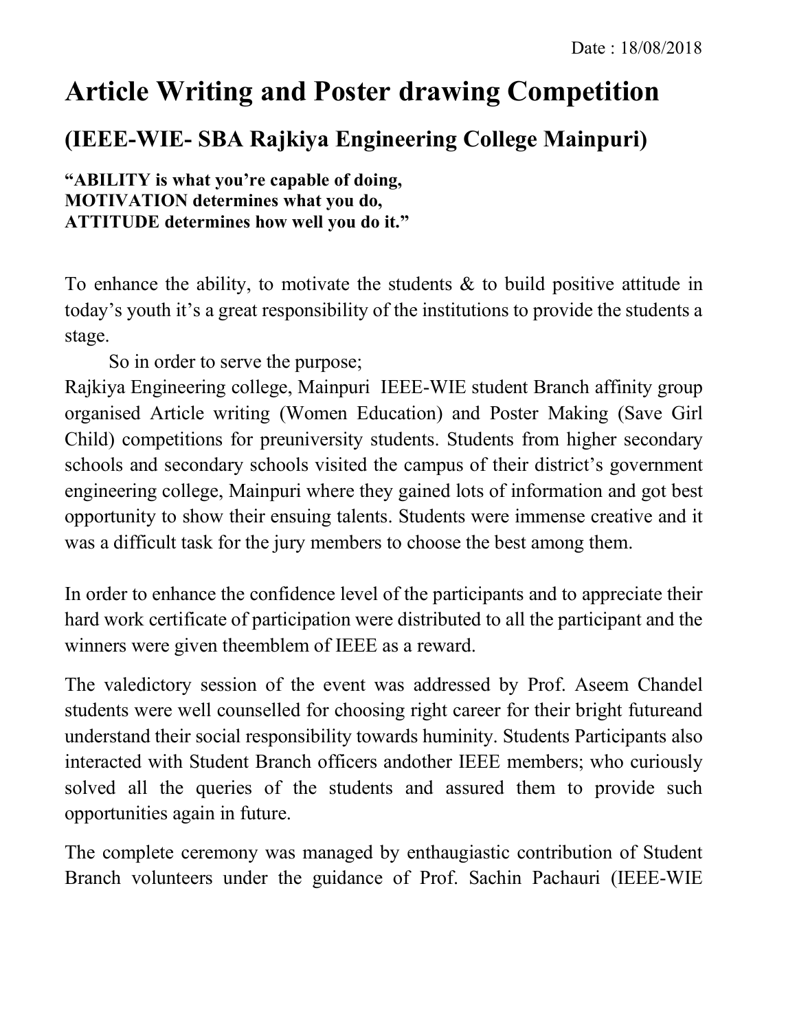Date : 18/08/2018

# Article Writing and Poster drawing Competition

## (IEEE-WIE- SBA Rajkiya Engineering College Mainpuri)

**"ABILITY is what you're capable of doing,**
**MOTIVATION determines what you do,**
**ATTITUDE determines how well you do it."**

To enhance the ability, to motivate the students & to build positive attitude in today's youth it's a great responsibility of the institutions to provide the students a stage.

So in order to serve the purpose;
Rajkiya Engineering college, Mainpuri IEEE-WIE student Branch affinity group organised Article writing (Women Education) and Poster Making (Save Girl Child) competitions for preuniversity students. Students from higher secondary schools and secondary schools visited the campus of their district's government engineering college, Mainpuri where they gained lots of information and got best opportunity to show their ensuing talents. Students were immense creative and it was a difficult task for the jury members to choose the best among them.

In order to enhance the confidence level of the participants and to appreciate their hard work certificate of participation were distributed to all the participant and the winners were given theemblem of IEEE as a reward.

The valedictory session of the event was addressed by Prof. Aseem Chandel students were well counselled for choosing right career for their bright futureand understand their social responsibility towards huminity. Students Participants also interacted with Student Branch officers andother IEEE members; who curiously solved all the queries of the students and assured them to provide such opportunities again in future.

The complete ceremony was managed by enthaugiastic contribution of Student Branch volunteers under the guidance of Prof. Sachin Pachauri (IEEE-WIE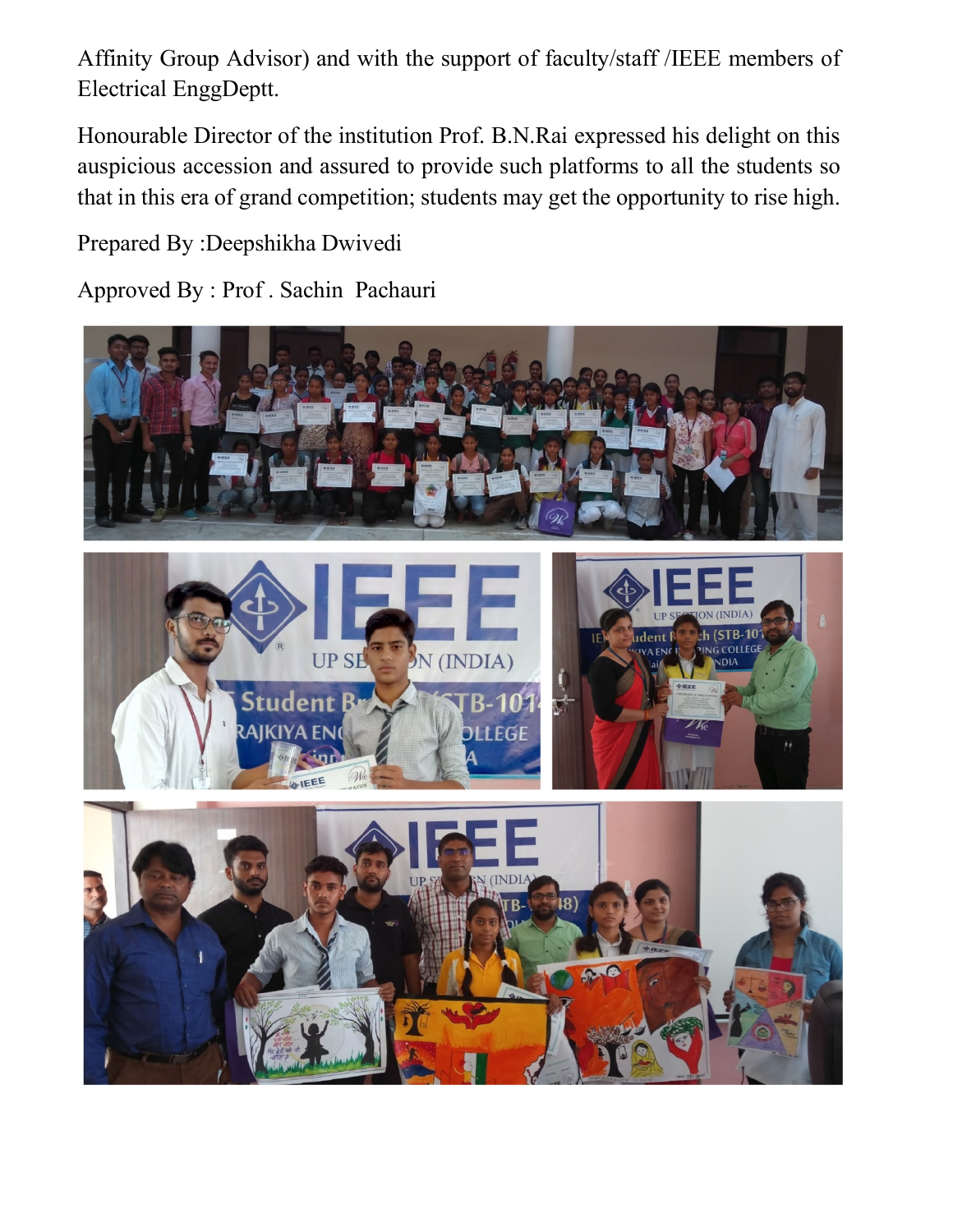Affinity Group Advisor) and with the support of faculty/staff /IEEE members of Electrical EnggDeptt.

Honourable Director of the institution Prof. B.N.Rai expressed his delight on this auspicious accession and assured to provide such platforms to all the students so that in this era of grand competition; students may get the opportunity to rise high.

Prepared By :Deepshikha Dwivedi

Approved By : Prof . Sachin Pachauri